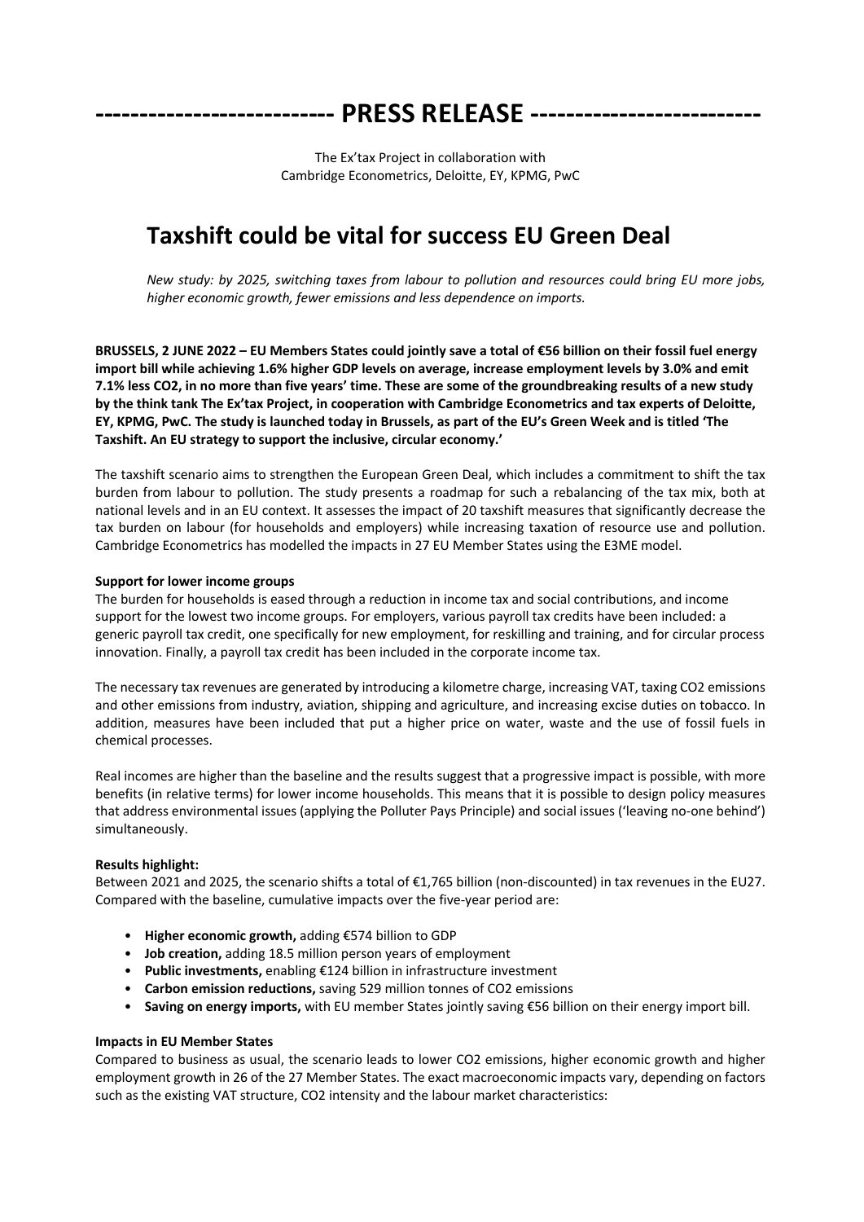# -------------------------- PRESS RELEASE -------------------------

The Ex'tax Project in collaboration with
Cambridge Econometrics, Deloitte, EY, KPMG, PwC

## Taxshift could be vital for success EU Green Deal

*New study: by 2025, switching taxes from labour to pollution and resources could bring EU more jobs, higher economic growth, fewer emissions and less dependence on imports.*

**BRUSSELS, 2 JUNE 2022 – EU Members States could jointly save a total of €56 billion on their fossil fuel energy import bill while achieving 1.6% higher GDP levels on average, increase employment levels by 3.0% and emit 7.1% less CO2, in no more than five years' time. These are some of the groundbreaking results of a new study by the think tank The Ex'tax Project, in cooperation with Cambridge Econometrics and tax experts of Deloitte, EY, KPMG, PwC. The study is launched today in Brussels, as part of the EU's Green Week and is titled 'The Taxshift. An EU strategy to support the inclusive, circular economy.'**

The taxshift scenario aims to strengthen the European Green Deal, which includes a commitment to shift the tax burden from labour to pollution. The study presents a roadmap for such a rebalancing of the tax mix, both at national levels and in an EU context. It assesses the impact of 20 taxshift measures that significantly decrease the tax burden on labour (for households and employers) while increasing taxation of resource use and pollution. Cambridge Econometrics has modelled the impacts in 27 EU Member States using the E3ME model.

**Support for lower income groups**

The burden for households is eased through a reduction in income tax and social contributions, and income support for the lowest two income groups. For employers, various payroll tax credits have been included: a generic payroll tax credit, one specifically for new employment, for reskilling and training, and for circular process innovation. Finally, a payroll tax credit has been included in the corporate income tax.

The necessary tax revenues are generated by introducing a kilometre charge, increasing VAT, taxing CO2 emissions and other emissions from industry, aviation, shipping and agriculture, and increasing excise duties on tobacco. In addition, measures have been included that put a higher price on water, waste and the use of fossil fuels in chemical processes.

Real incomes are higher than the baseline and the results suggest that a progressive impact is possible, with more benefits (in relative terms) for lower income households. This means that it is possible to design policy measures that address environmental issues (applying the Polluter Pays Principle) and social issues ('leaving no-one behind') simultaneously.

**Results highlight:**

Between 2021 and 2025, the scenario shifts a total of €1,765 billion (non-discounted) in tax revenues in the EU27. Compared with the baseline, cumulative impacts over the five-year period are:

- **Higher economic growth,** adding €574 billion to GDP
- **Job creation,** adding 18.5 million person years of employment
- **Public investments,** enabling €124 billion in infrastructure investment
- **Carbon emission reductions,** saving 529 million tonnes of CO2 emissions
- **Saving on energy imports,** with EU member States jointly saving €56 billion on their energy import bill.

**Impacts in EU Member States**

Compared to business as usual, the scenario leads to lower CO2 emissions, higher economic growth and higher employment growth in 26 of the 27 Member States. The exact macroeconomic impacts vary, depending on factors such as the existing VAT structure, CO2 intensity and the labour market characteristics: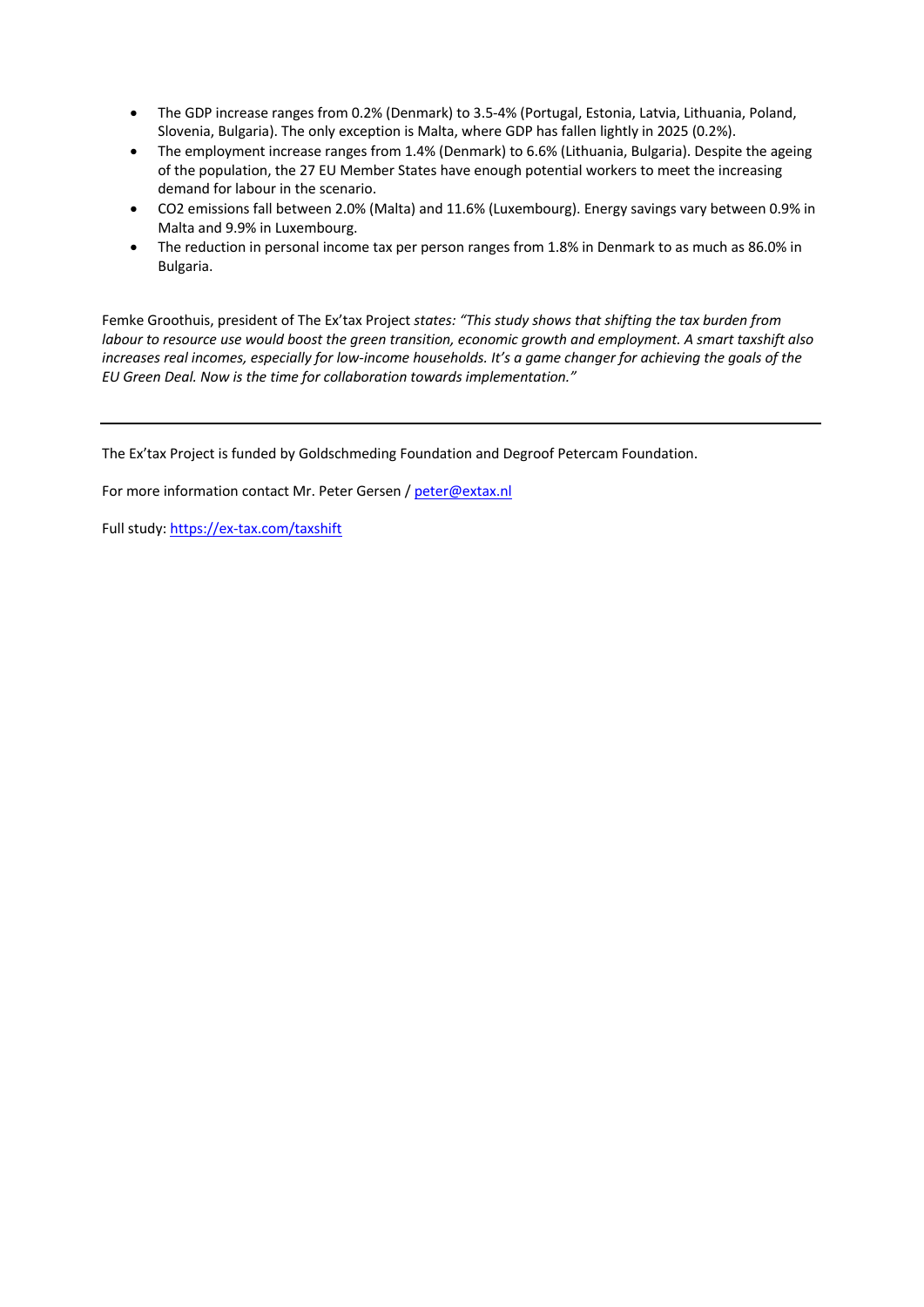- The GDP increase ranges from 0.2% (Denmark) to 3.5-4% (Portugal, Estonia, Latvia, Lithuania, Poland, Slovenia, Bulgaria). The only exception is Malta, where GDP has fallen lightly in 2025 (0.2%).
- The employment increase ranges from 1.4% (Denmark) to 6.6% (Lithuania, Bulgaria). Despite the ageing of the population, the 27 EU Member States have enough potential workers to meet the increasing demand for labour in the scenario.
- $CO_2$ emissions fall between 2.0% (Malta) and 11.6% (Luxembourg). Energy savings vary between 0.9% in Malta and 9.9% in Luxembourg.
- The reduction in personal income tax per person ranges from 1.8% in Denmark to as much as 86.0% in Bulgaria.

Femke Groothuis, president of The Ex'tax Project *states: "This study shows that shifting the tax burden from labour to resource use would boost the green transition, economic growth and employment. A smart taxshift also increases real incomes, especially for low-income households. It's a game changer for achieving the goals of the EU Green Deal. Now is the time for collaboration towards implementation."*

---

The Ex'tax Project is funded by Goldschmeding Foundation and Degroof Petercam Foundation.

For more information contact Mr. Peter Gersen / [peter@extax.nl](mailto:peter@extax.nl)

Full study: [https://ex-tax.com/taxshift](https://ex-tax.com/taxshift)